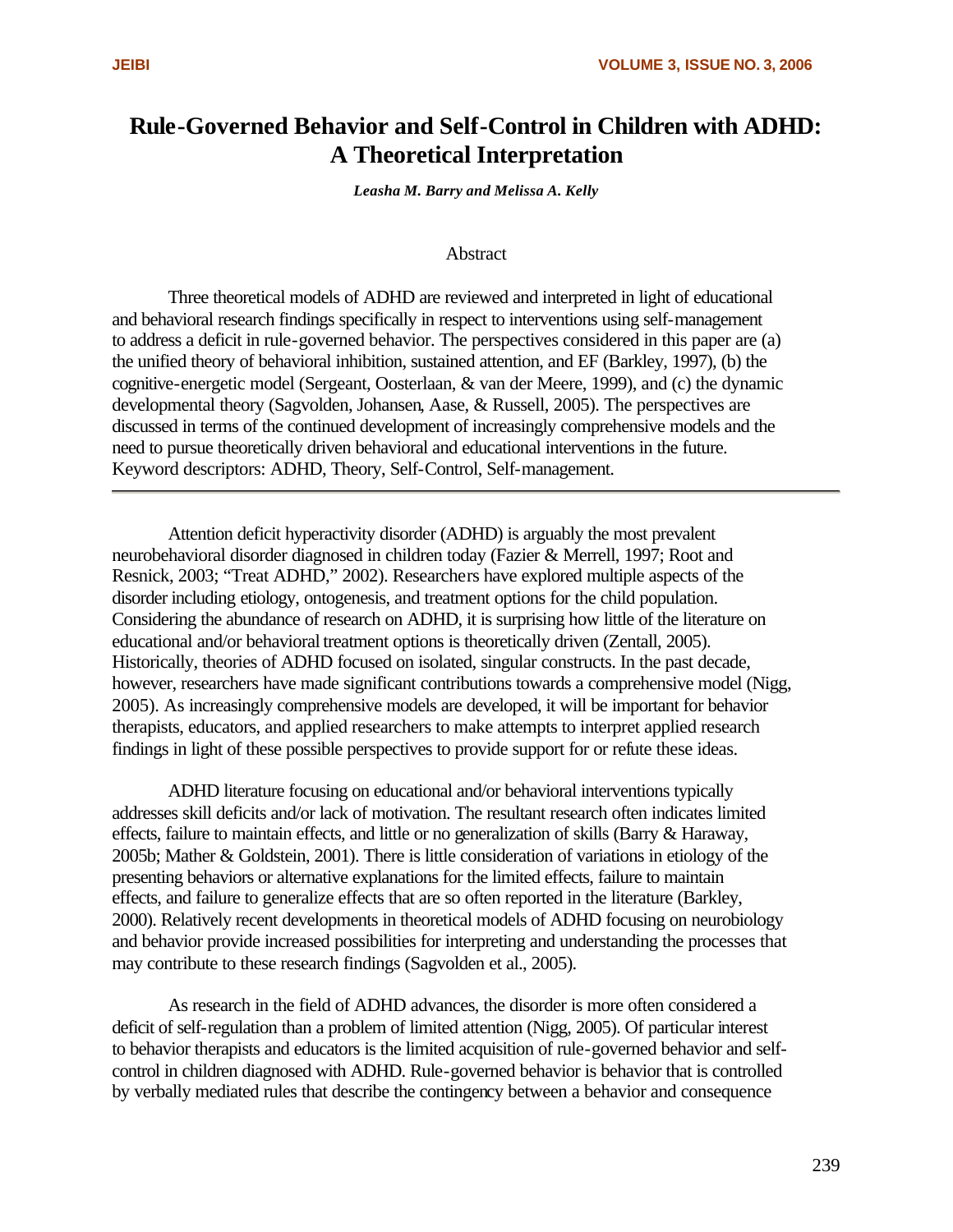# Rule-Governed Behavior and Self-Control in Children with ADHD: A Theoretical Interpretation

***Leasha M. Barry and Melissa A. Kelly***

## Abstract

Three theoretical models of ADHD are reviewed and interpreted in light of educational and behavioral research findings specifically in respect to interventions using self-management to address a deficit in rule-governed behavior. The perspectives considered in this paper are (a) the unified theory of behavioral inhibition, sustained attention, and EF (Barkley, 1997), (b) the cognitive-energetic model (Sergeant, Oosterlaan, & van der Meere, 1999), and (c) the dynamic developmental theory (Sagvolden, Johansen, Aase, & Russell, 2005). The perspectives are discussed in terms of the continued development of increasingly comprehensive models and the need to pursue theoretically driven behavioral and educational interventions in the future. Keyword descriptors: ADHD, Theory, Self-Control, Self-management.

---

Attention deficit hyperactivity disorder (ADHD) is arguably the most prevalent neurobehavioral disorder diagnosed in children today (Fazier & Merrell, 1997; Root and Resnick, 2003; "Treat ADHD," 2002). Researchers have explored multiple aspects of the disorder including etiology, ontogenesis, and treatment options for the child population. Considering the abundance of research on ADHD, it is surprising how little of the literature on educational and/or behavioral treatment options is theoretically driven (Zentall, 2005). Historically, theories of ADHD focused on isolated, singular constructs. In the past decade, however, researchers have made significant contributions towards a comprehensive model (Nigg, 2005). As increasingly comprehensive models are developed, it will be important for behavior therapists, educators, and applied researchers to make attempts to interpret applied research findings in light of these possible perspectives to provide support for or refute these ideas.

ADHD literature focusing on educational and/or behavioral interventions typically addresses skill deficits and/or lack of motivation. The resultant research often indicates limited effects, failure to maintain effects, and little or no generalization of skills (Barry & Haraway, 2005b; Mather & Goldstein, 2001). There is little consideration of variations in etiology of the presenting behaviors or alternative explanations for the limited effects, failure to maintain effects, and failure to generalize effects that are so often reported in the literature (Barkley, 2000). Relatively recent developments in theoretical models of ADHD focusing on neurobiology and behavior provide increased possibilities for interpreting and understanding the processes that may contribute to these research findings (Sagvolden et al., 2005).

As research in the field of ADHD advances, the disorder is more often considered a deficit of self-regulation than a problem of limited attention (Nigg, 2005). Of particular interest to behavior therapists and educators is the limited acquisition of rule-governed behavior and self-control in children diagnosed with ADHD. Rule-governed behavior is behavior that is controlled by verbally mediated rules that describe the contingency between a behavior and consequence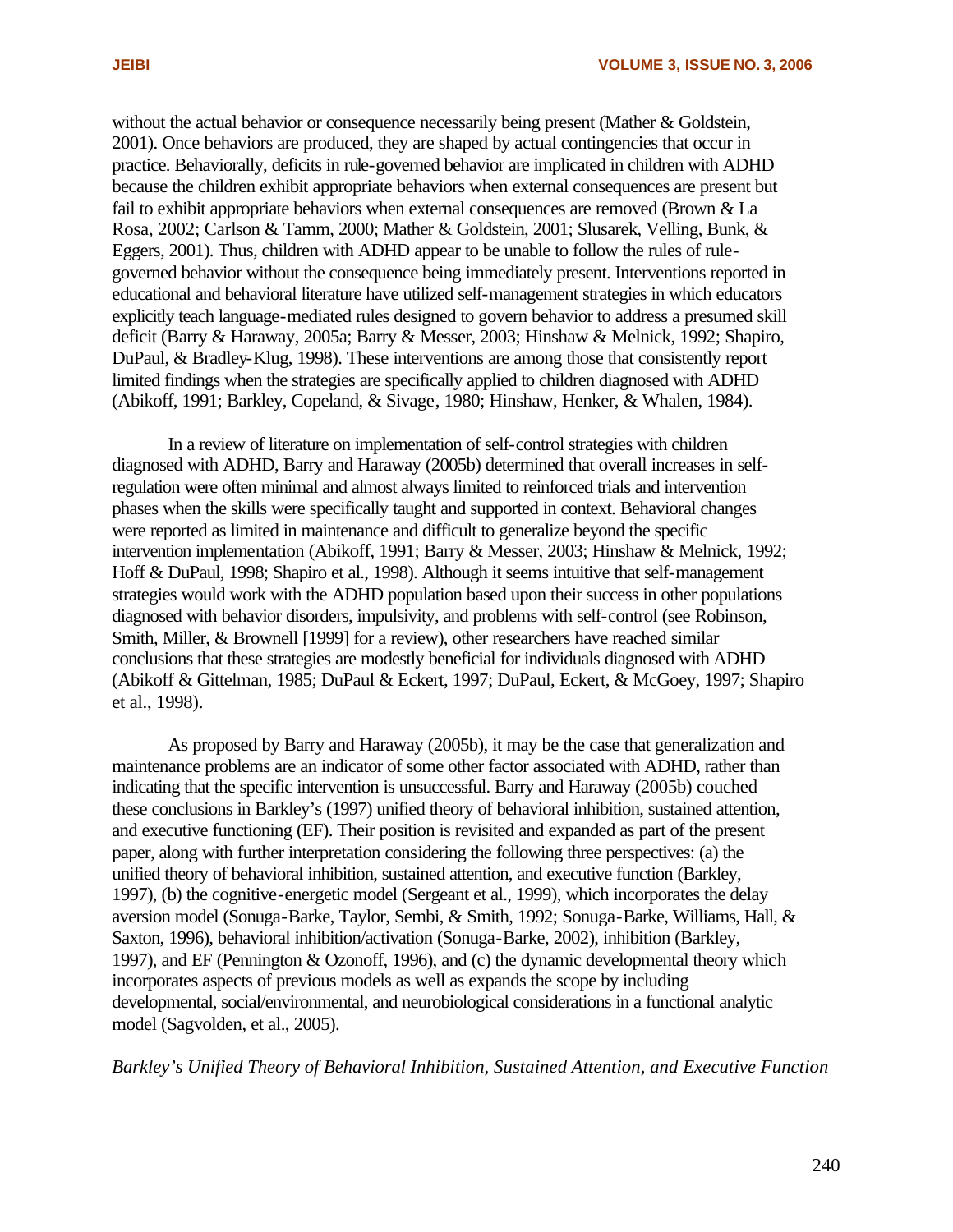without the actual behavior or consequence necessarily being present (Mather & Goldstein, 2001). Once behaviors are produced, they are shaped by actual contingencies that occur in practice. Behaviorally, deficits in rule-governed behavior are implicated in children with ADHD because the children exhibit appropriate behaviors when external consequences are present but fail to exhibit appropriate behaviors when external consequences are removed (Brown & La Rosa, 2002; Carlson & Tamm, 2000; Mather & Goldstein, 2001; Slusarek, Velling, Bunk, & Eggers, 2001). Thus, children with ADHD appear to be unable to follow the rules of rule-governed behavior without the consequence being immediately present. Interventions reported in educational and behavioral literature have utilized self-management strategies in which educators explicitly teach language-mediated rules designed to govern behavior to address a presumed skill deficit (Barry & Haraway, 2005a; Barry & Messer, 2003; Hinshaw & Melnick, 1992; Shapiro, DuPaul, & Bradley-Klug, 1998). These interventions are among those that consistently report limited findings when the strategies are specifically applied to children diagnosed with ADHD (Abikoff, 1991; Barkley, Copeland, & Sivage, 1980; Hinshaw, Henker, & Whalen, 1984).

In a review of literature on implementation of self-control strategies with children diagnosed with ADHD, Barry and Haraway (2005b) determined that overall increases in self-regulation were often minimal and almost always limited to reinforced trials and intervention phases when the skills were specifically taught and supported in context. Behavioral changes were reported as limited in maintenance and difficult to generalize beyond the specific intervention implementation (Abikoff, 1991; Barry & Messer, 2003; Hinshaw & Melnick, 1992; Hoff & DuPaul, 1998; Shapiro et al., 1998). Although it seems intuitive that self-management strategies would work with the ADHD population based upon their success in other populations diagnosed with behavior disorders, impulsivity, and problems with self-control (see Robinson, Smith, Miller, & Brownell [1999] for a review), other researchers have reached similar conclusions that these strategies are modestly beneficial for individuals diagnosed with ADHD (Abikoff & Gittelman, 1985; DuPaul & Eckert, 1997; DuPaul, Eckert, & McGoey, 1997; Shapiro et al., 1998).

As proposed by Barry and Haraway (2005b), it may be the case that generalization and maintenance problems are an indicator of some other factor associated with ADHD, rather than indicating that the specific intervention is unsuccessful. Barry and Haraway (2005b) couched these conclusions in Barkley's (1997) unified theory of behavioral inhibition, sustained attention, and executive functioning (EF). Their position is revisited and expanded as part of the present paper, along with further interpretation considering the following three perspectives: (a) the unified theory of behavioral inhibition, sustained attention, and executive function (Barkley, 1997), (b) the cognitive-energetic model (Sergeant et al., 1999), which incorporates the delay aversion model (Sonuga-Barke, Taylor, Sembi, & Smith, 1992; Sonuga-Barke, Williams, Hall, & Saxton, 1996), behavioral inhibition/activation (Sonuga-Barke, 2002), inhibition (Barkley, 1997), and EF (Pennington & Ozonoff, 1996), and (c) the dynamic developmental theory which incorporates aspects of previous models as well as expands the scope by including developmental, social/environmental, and neurobiological considerations in a functional analytic model (Sagvolden, et al., 2005).

### *Barkley's Unified Theory of Behavioral Inhibition, Sustained Attention, and Executive Function*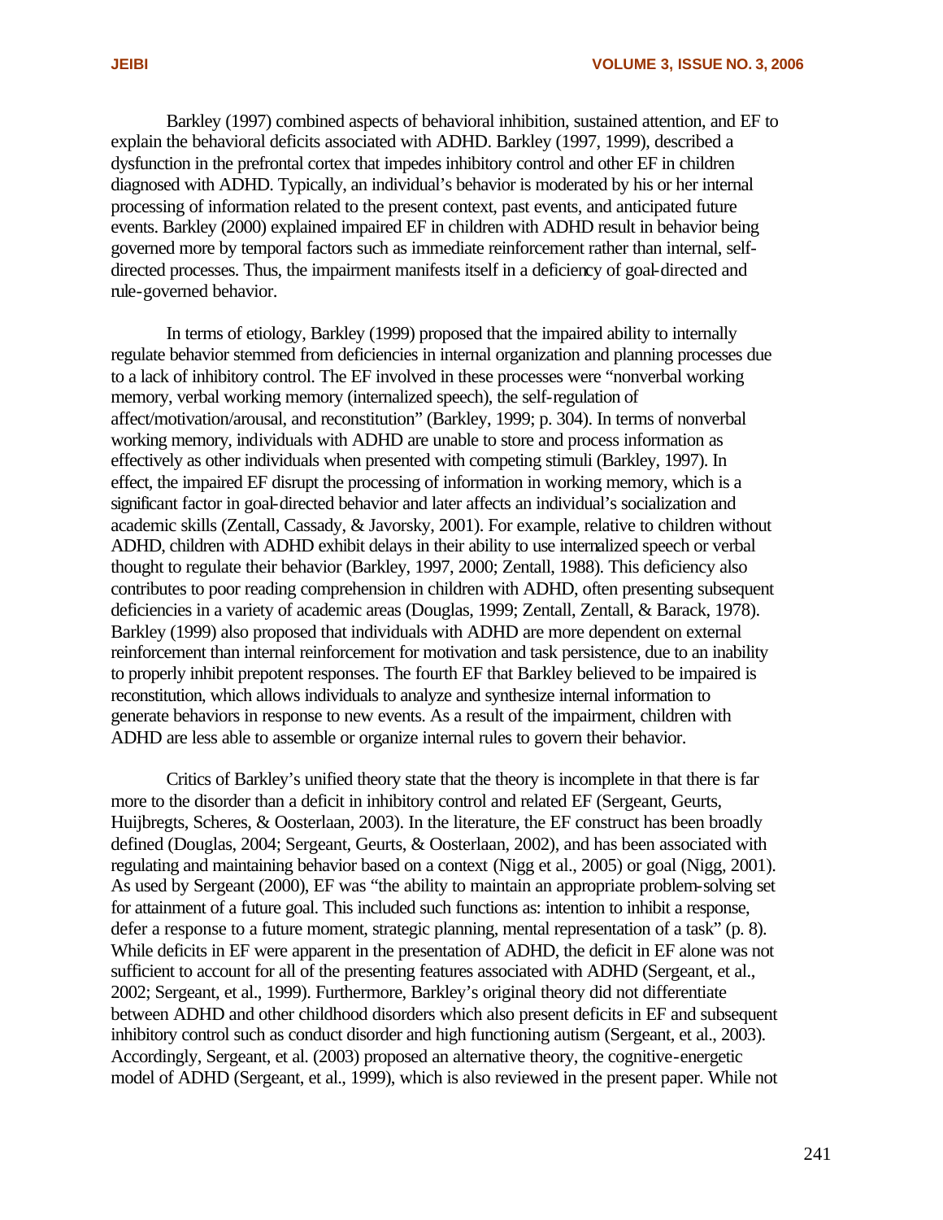Barkley (1997) combined aspects of behavioral inhibition, sustained attention, and EF to explain the behavioral deficits associated with ADHD. Barkley (1997, 1999), described a dysfunction in the prefrontal cortex that impedes inhibitory control and other EF in children diagnosed with ADHD. Typically, an individual's behavior is moderated by his or her internal processing of information related to the present context, past events, and anticipated future events. Barkley (2000) explained impaired EF in children with ADHD result in behavior being governed more by temporal factors such as immediate reinforcement rather than internal, self-directed processes. Thus, the impairment manifests itself in a deficiency of goal-directed and rule-governed behavior.

In terms of etiology, Barkley (1999) proposed that the impaired ability to internally regulate behavior stemmed from deficiencies in internal organization and planning processes due to a lack of inhibitory control. The EF involved in these processes were "nonverbal working memory, verbal working memory (internalized speech), the self-regulation of affect/motivation/arousal, and reconstitution" (Barkley, 1999; p. 304). In terms of nonverbal working memory, individuals with ADHD are unable to store and process information as effectively as other individuals when presented with competing stimuli (Barkley, 1997). In effect, the impaired EF disrupt the processing of information in working memory, which is a significant factor in goal-directed behavior and later affects an individual's socialization and academic skills (Zentall, Cassady, & Javorsky, 2001). For example, relative to children without ADHD, children with ADHD exhibit delays in their ability to use internalized speech or verbal thought to regulate their behavior (Barkley, 1997, 2000; Zentall, 1988). This deficiency also contributes to poor reading comprehension in children with ADHD, often presenting subsequent deficiencies in a variety of academic areas (Douglas, 1999; Zentall, Zentall, & Barack, 1978). Barkley (1999) also proposed that individuals with ADHD are more dependent on external reinforcement than internal reinforcement for motivation and task persistence, due to an inability to properly inhibit prepotent responses. The fourth EF that Barkley believed to be impaired is reconstitution, which allows individuals to analyze and synthesize internal information to generate behaviors in response to new events. As a result of the impairment, children with ADHD are less able to assemble or organize internal rules to govern their behavior.

Critics of Barkley's unified theory state that the theory is incomplete in that there is far more to the disorder than a deficit in inhibitory control and related EF (Sergeant, Geurts, Huijbregts, Scheres, & Oosterlaan, 2003). In the literature, the EF construct has been broadly defined (Douglas, 2004; Sergeant, Geurts, & Oosterlaan, 2002), and has been associated with regulating and maintaining behavior based on a context (Nigg et al., 2005) or goal (Nigg, 2001). As used by Sergeant (2000), EF was "the ability to maintain an appropriate problem-solving set for attainment of a future goal. This included such functions as: intention to inhibit a response, defer a response to a future moment, strategic planning, mental representation of a task" (p. 8). While deficits in EF were apparent in the presentation of ADHD, the deficit in EF alone was not sufficient to account for all of the presenting features associated with ADHD (Sergeant, et al., 2002; Sergeant, et al., 1999). Furthermore, Barkley's original theory did not differentiate between ADHD and other childhood disorders which also present deficits in EF and subsequent inhibitory control such as conduct disorder and high functioning autism (Sergeant, et al., 2003). Accordingly, Sergeant, et al. (2003) proposed an alternative theory, the cognitive-energetic model of ADHD (Sergeant, et al., 1999), which is also reviewed in the present paper. While not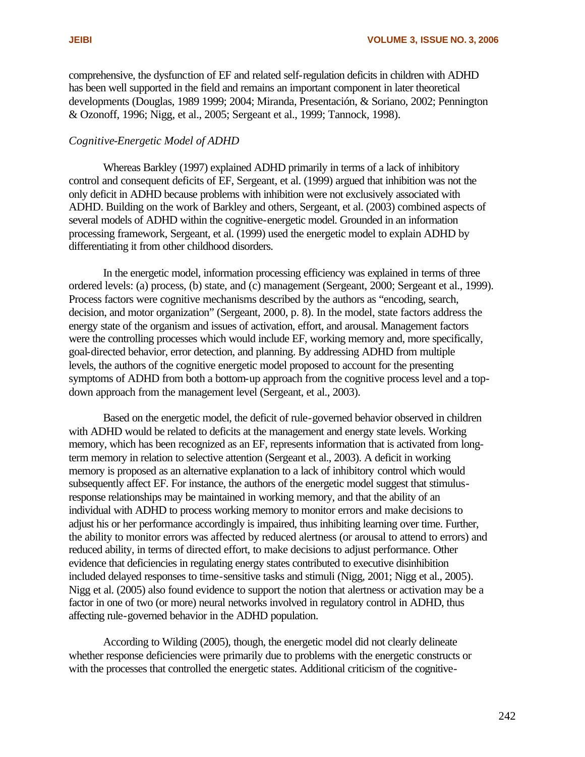comprehensive, the dysfunction of EF and related self-regulation deficits in children with ADHD has been well supported in the field and remains an important component in later theoretical developments (Douglas, 1989 1999; 2004; Miranda, Presentación, & Soriano, 2002; Pennington & Ozonoff, 1996; Nigg, et al., 2005; Sergeant et al., 1999; Tannock, 1998).

### *Cognitive-Energetic Model of ADHD*

Whereas Barkley (1997) explained ADHD primarily in terms of a lack of inhibitory control and consequent deficits of EF, Sergeant, et al. (1999) argued that inhibition was not the only deficit in ADHD because problems with inhibition were not exclusively associated with ADHD. Building on the work of Barkley and others, Sergeant, et al. (2003) combined aspects of several models of ADHD within the cognitive-energetic model. Grounded in an information processing framework, Sergeant, et al. (1999) used the energetic model to explain ADHD by differentiating it from other childhood disorders.

In the energetic model, information processing efficiency was explained in terms of three ordered levels: (a) process, (b) state, and (c) management (Sergeant, 2000; Sergeant et al., 1999). Process factors were cognitive mechanisms described by the authors as "encoding, search, decision, and motor organization" (Sergeant, 2000, p. 8). In the model, state factors address the energy state of the organism and issues of activation, effort, and arousal. Management factors were the controlling processes which would include EF, working memory and, more specifically, goal-directed behavior, error detection, and planning. By addressing ADHD from multiple levels, the authors of the cognitive energetic model proposed to account for the presenting symptoms of ADHD from both a bottom-up approach from the cognitive process level and a top-down approach from the management level (Sergeant, et al., 2003).

Based on the energetic model, the deficit of rule-governed behavior observed in children with ADHD would be related to deficits at the management and energy state levels. Working memory, which has been recognized as an EF, represents information that is activated from long-term memory in relation to selective attention (Sergeant et al., 2003). A deficit in working memory is proposed as an alternative explanation to a lack of inhibitory control which would subsequently affect EF. For instance, the authors of the energetic model suggest that stimulus-response relationships may be maintained in working memory, and that the ability of an individual with ADHD to process working memory to monitor errors and make decisions to adjust his or her performance accordingly is impaired, thus inhibiting learning over time. Further, the ability to monitor errors was affected by reduced alertness (or arousal to attend to errors) and reduced ability, in terms of directed effort, to make decisions to adjust performance. Other evidence that deficiencies in regulating energy states contributed to executive disinhibition included delayed responses to time-sensitive tasks and stimuli (Nigg, 2001; Nigg et al., 2005). Nigg et al. (2005) also found evidence to support the notion that alertness or activation may be a factor in one of two (or more) neural networks involved in regulatory control in ADHD, thus affecting rule-governed behavior in the ADHD population.

According to Wilding (2005), though, the energetic model did not clearly delineate whether response deficiencies were primarily due to problems with the energetic constructs or with the processes that controlled the energetic states. Additional criticism of the cognitive-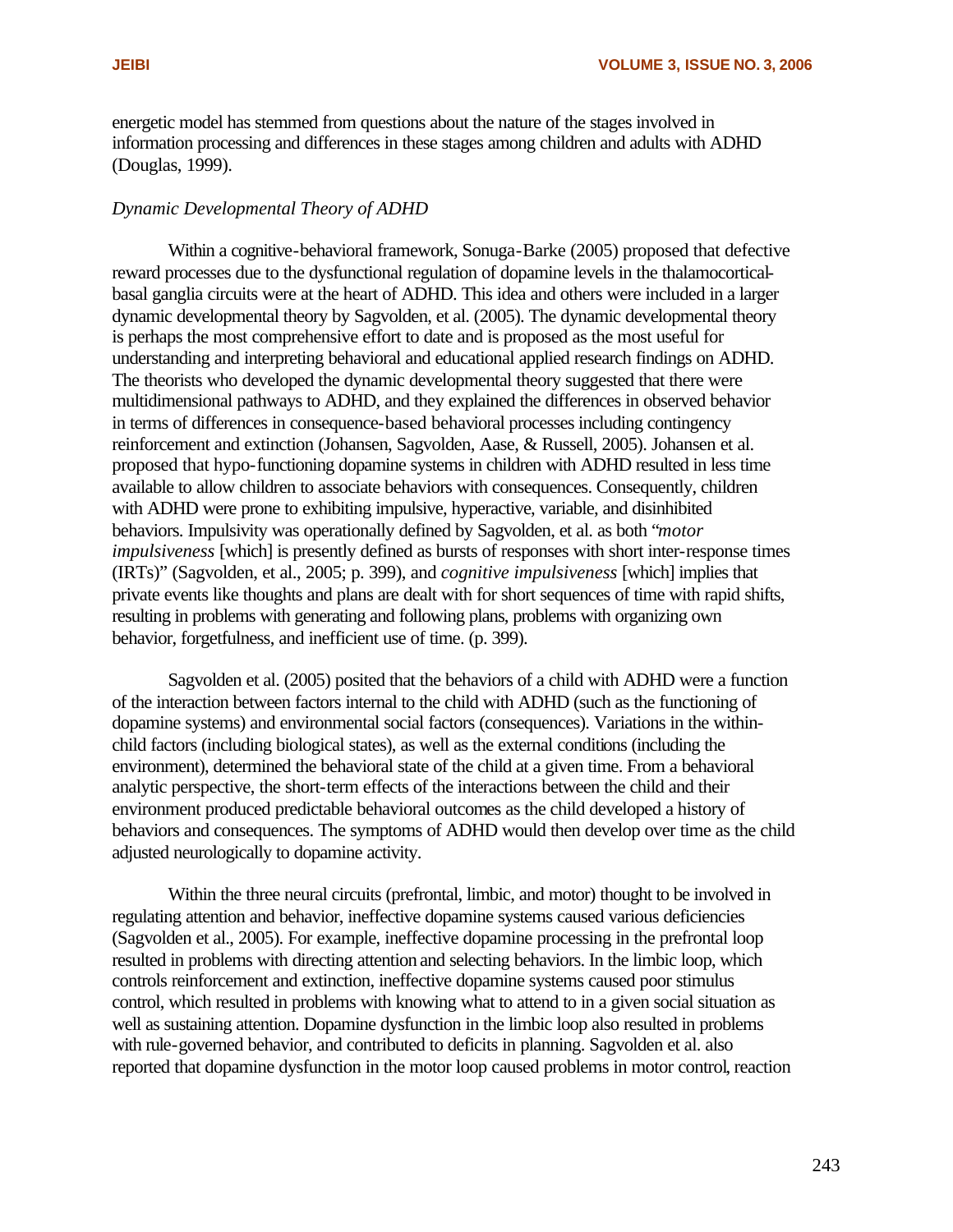energetic model has stemmed from questions about the nature of the stages involved in information processing and differences in these stages among children and adults with ADHD (Douglas, 1999).

*Dynamic Developmental Theory of ADHD*

Within a cognitive-behavioral framework, Sonuga-Barke (2005) proposed that defective reward processes due to the dysfunctional regulation of dopamine levels in the thalamocortical-basal ganglia circuits were at the heart of ADHD. This idea and others were included in a larger dynamic developmental theory by Sagvolden, et al. (2005). The dynamic developmental theory is perhaps the most comprehensive effort to date and is proposed as the most useful for understanding and interpreting behavioral and educational applied research findings on ADHD. The theorists who developed the dynamic developmental theory suggested that there were multidimensional pathways to ADHD, and they explained the differences in observed behavior in terms of differences in consequence-based behavioral processes including contingency reinforcement and extinction (Johansen, Sagvolden, Aase, & Russell, 2005). Johansen et al. proposed that hypo-functioning dopamine systems in children with ADHD resulted in less time available to allow children to associate behaviors with consequences. Consequently, children with ADHD were prone to exhibiting impulsive, hyperactive, variable, and disinhibited behaviors. Impulsivity was operationally defined by Sagvolden, et al. as both "*motor impulsiveness* [which] is presently defined as bursts of responses with short inter-response times (IRTs)" (Sagvolden, et al., 2005; p. 399), and *cognitive impulsiveness* [which] implies that private events like thoughts and plans are dealt with for short sequences of time with rapid shifts, resulting in problems with generating and following plans, problems with organizing own behavior, forgetfulness, and inefficient use of time. (p. 399).

Sagvolden et al. (2005) posited that the behaviors of a child with ADHD were a function of the interaction between factors internal to the child with ADHD (such as the functioning of dopamine systems) and environmental social factors (consequences). Variations in the within-child factors (including biological states), as well as the external conditions (including the environment), determined the behavioral state of the child at a given time. From a behavioral analytic perspective, the short-term effects of the interactions between the child and their environment produced predictable behavioral outcomes as the child developed a history of behaviors and consequences. The symptoms of ADHD would then develop over time as the child adjusted neurologically to dopamine activity.

Within the three neural circuits (prefrontal, limbic, and motor) thought to be involved in regulating attention and behavior, ineffective dopamine systems caused various deficiencies (Sagvolden et al., 2005). For example, ineffective dopamine processing in the prefrontal loop resulted in problems with directing attention and selecting behaviors. In the limbic loop, which controls reinforcement and extinction, ineffective dopamine systems caused poor stimulus control, which resulted in problems with knowing what to attend to in a given social situation as well as sustaining attention. Dopamine dysfunction in the limbic loop also resulted in problems with rule-governed behavior, and contributed to deficits in planning. Sagvolden et al. also reported that dopamine dysfunction in the motor loop caused problems in motor control, reaction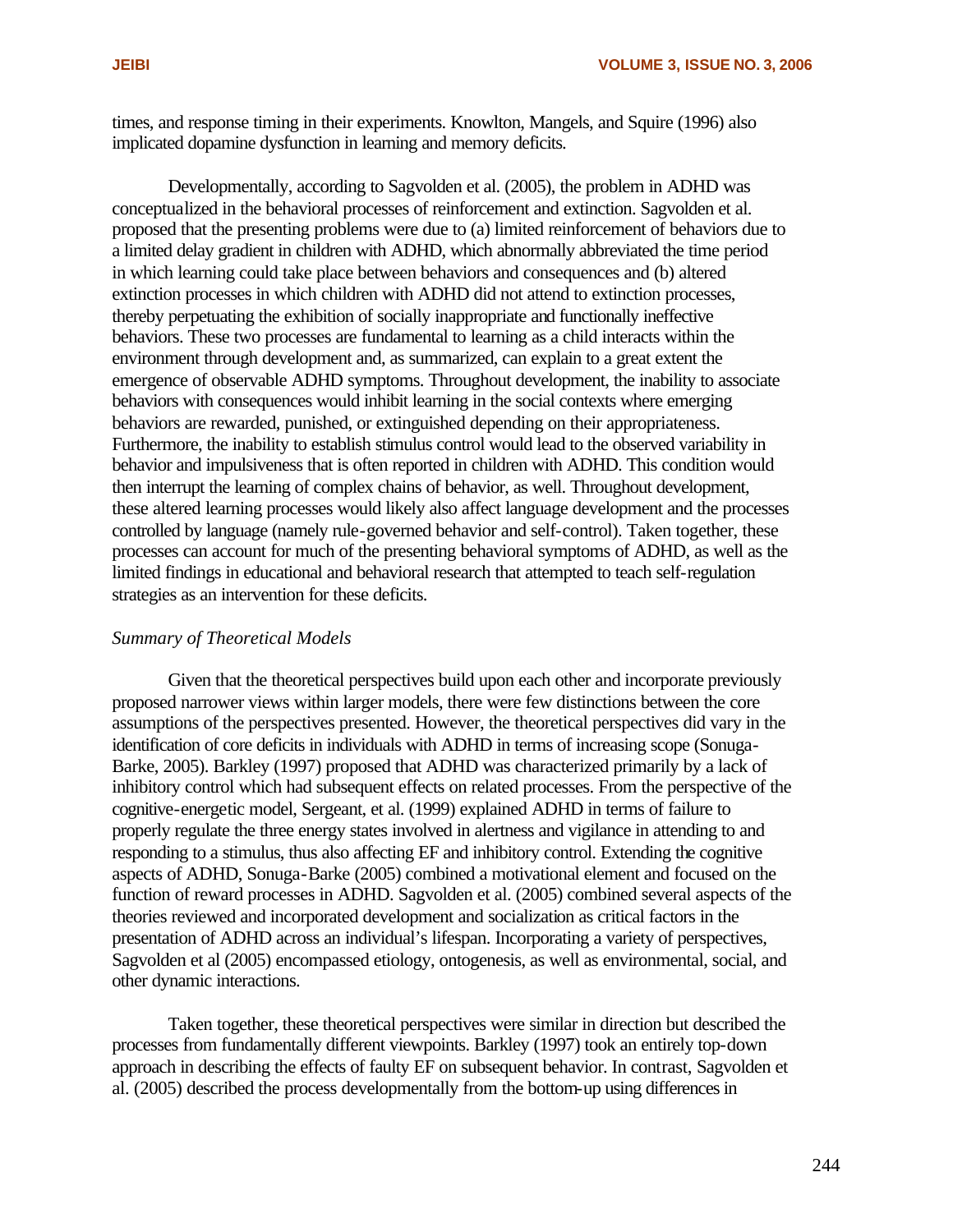times, and response timing in their experiments. Knowlton, Mangels, and Squire (1996) also implicated dopamine dysfunction in learning and memory deficits.

Developmentally, according to Sagvolden et al. (2005), the problem in ADHD was conceptualized in the behavioral processes of reinforcement and extinction. Sagvolden et al. proposed that the presenting problems were due to (a) limited reinforcement of behaviors due to a limited delay gradient in children with ADHD, which abnormally abbreviated the time period in which learning could take place between behaviors and consequences and (b) altered extinction processes in which children with ADHD did not attend to extinction processes, thereby perpetuating the exhibition of socially inappropriate and functionally ineffective behaviors. These two processes are fundamental to learning as a child interacts within the environment through development and, as summarized, can explain to a great extent the emergence of observable ADHD symptoms. Throughout development, the inability to associate behaviors with consequences would inhibit learning in the social contexts where emerging behaviors are rewarded, punished, or extinguished depending on their appropriateness. Furthermore, the inability to establish stimulus control would lead to the observed variability in behavior and impulsiveness that is often reported in children with ADHD. This condition would then interrupt the learning of complex chains of behavior, as well. Throughout development, these altered learning processes would likely also affect language development and the processes controlled by language (namely rule-governed behavior and self-control). Taken together, these processes can account for much of the presenting behavioral symptoms of ADHD, as well as the limited findings in educational and behavioral research that attempted to teach self-regulation strategies as an intervention for these deficits.

*Summary of Theoretical Models*

Given that the theoretical perspectives build upon each other and incorporate previously proposed narrower views within larger models, there were few distinctions between the core assumptions of the perspectives presented. However, the theoretical perspectives did vary in the identification of core deficits in individuals with ADHD in terms of increasing scope (Sonuga-Barke, 2005). Barkley (1997) proposed that ADHD was characterized primarily by a lack of inhibitory control which had subsequent effects on related processes. From the perspective of the cognitive-energetic model, Sergeant, et al. (1999) explained ADHD in terms of failure to properly regulate the three energy states involved in alertness and vigilance in attending to and responding to a stimulus, thus also affecting EF and inhibitory control. Extending the cognitive aspects of ADHD, Sonuga-Barke (2005) combined a motivational element and focused on the function of reward processes in ADHD. Sagvolden et al. (2005) combined several aspects of the theories reviewed and incorporated development and socialization as critical factors in the presentation of ADHD across an individual's lifespan. Incorporating a variety of perspectives, Sagvolden et al (2005) encompassed etiology, ontogenesis, as well as environmental, social, and other dynamic interactions.

Taken together, these theoretical perspectives were similar in direction but described the processes from fundamentally different viewpoints. Barkley (1997) took an entirely top-down approach in describing the effects of faulty EF on subsequent behavior. In contrast, Sagvolden et al. (2005) described the process developmentally from the bottom-up using differences in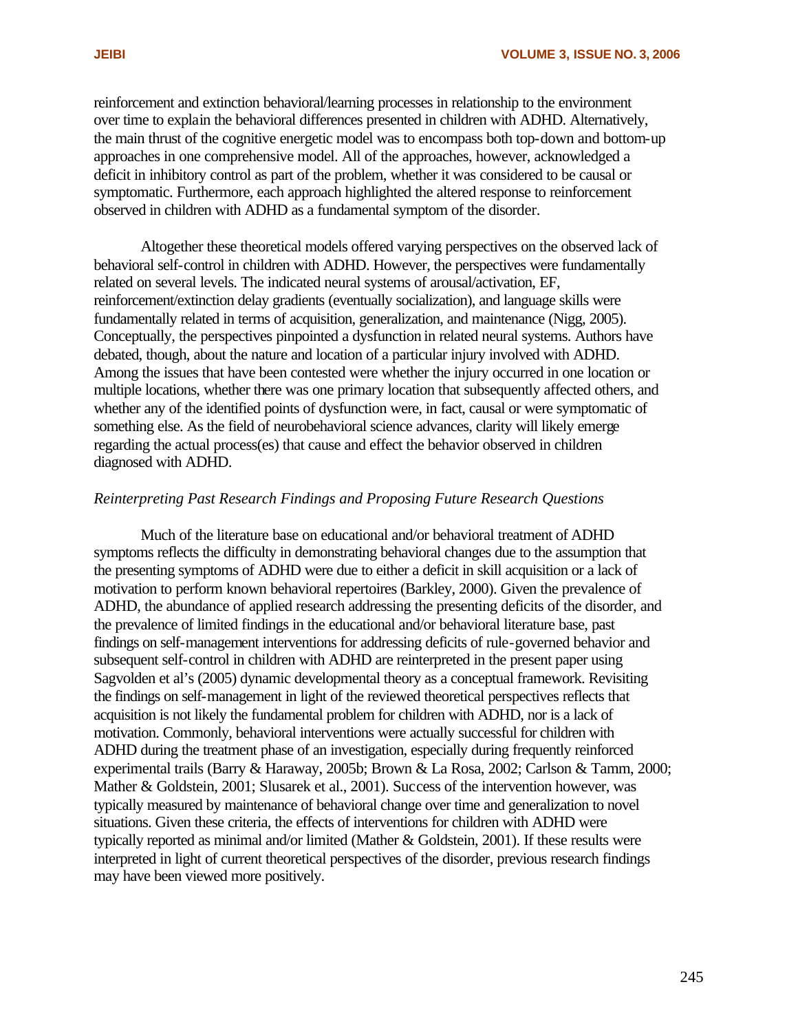reinforcement and extinction behavioral/learning processes in relationship to the environment over time to explain the behavioral differences presented in children with ADHD. Alternatively, the main thrust of the cognitive energetic model was to encompass both top-down and bottom-up approaches in one comprehensive model. All of the approaches, however, acknowledged a deficit in inhibitory control as part of the problem, whether it was considered to be causal or symptomatic. Furthermore, each approach highlighted the altered response to reinforcement observed in children with ADHD as a fundamental symptom of the disorder.

Altogether these theoretical models offered varying perspectives on the observed lack of behavioral self-control in children with ADHD. However, the perspectives were fundamentally related on several levels. The indicated neural systems of arousal/activation, EF, reinforcement/extinction delay gradients (eventually socialization), and language skills were fundamentally related in terms of acquisition, generalization, and maintenance (Nigg, 2005). Conceptually, the perspectives pinpointed a dysfunction in related neural systems. Authors have debated, though, about the nature and location of a particular injury involved with ADHD. Among the issues that have been contested were whether the injury occurred in one location or multiple locations, whether there was one primary location that subsequently affected others, and whether any of the identified points of dysfunction were, in fact, causal or were symptomatic of something else. As the field of neurobehavioral science advances, clarity will likely emerge regarding the actual process(es) that cause and effect the behavior observed in children diagnosed with ADHD.

*Reinterpreting Past Research Findings and Proposing Future Research Questions*

Much of the literature base on educational and/or behavioral treatment of ADHD symptoms reflects the difficulty in demonstrating behavioral changes due to the assumption that the presenting symptoms of ADHD were due to either a deficit in skill acquisition or a lack of motivation to perform known behavioral repertoires (Barkley, 2000). Given the prevalence of ADHD, the abundance of applied research addressing the presenting deficits of the disorder, and the prevalence of limited findings in the educational and/or behavioral literature base, past findings on self-management interventions for addressing deficits of rule-governed behavior and subsequent self-control in children with ADHD are reinterpreted in the present paper using Sagvolden et al's (2005) dynamic developmental theory as a conceptual framework. Revisiting the findings on self-management in light of the reviewed theoretical perspectives reflects that acquisition is not likely the fundamental problem for children with ADHD, nor is a lack of motivation. Commonly, behavioral interventions were actually successful for children with ADHD during the treatment phase of an investigation, especially during frequently reinforced experimental trails (Barry & Haraway, 2005b; Brown & La Rosa, 2002; Carlson & Tamm, 2000; Mather & Goldstein, 2001; Slusarek et al., 2001). Success of the intervention however, was typically measured by maintenance of behavioral change over time and generalization to novel situations. Given these criteria, the effects of interventions for children with ADHD were typically reported as minimal and/or limited (Mather & Goldstein, 2001). If these results were interpreted in light of current theoretical perspectives of the disorder, previous research findings may have been viewed more positively.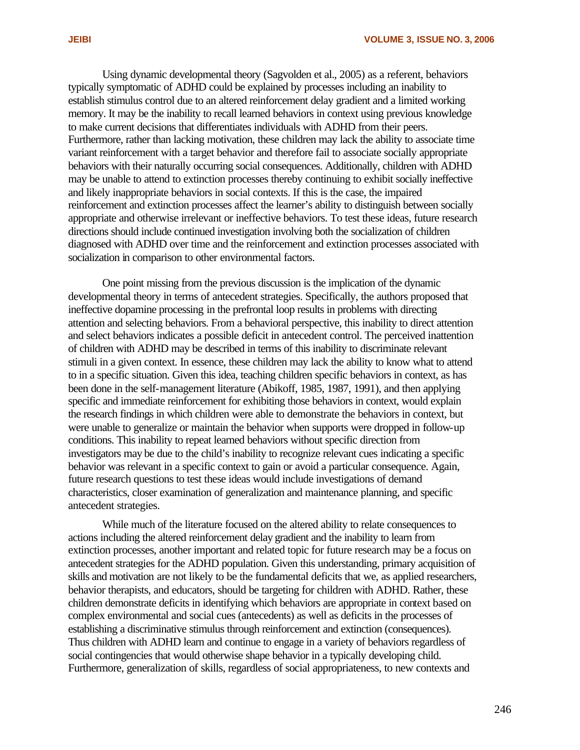Using dynamic developmental theory (Sagvolden et al., 2005) as a referent, behaviors typically symptomatic of ADHD could be explained by processes including an inability to establish stimulus control due to an altered reinforcement delay gradient and a limited working memory. It may be the inability to recall learned behaviors in context using previous knowledge to make current decisions that differentiates individuals with ADHD from their peers. Furthermore, rather than lacking motivation, these children may lack the ability to associate time variant reinforcement with a target behavior and therefore fail to associate socially appropriate behaviors with their naturally occurring social consequences. Additionally, children with ADHD may be unable to attend to extinction processes thereby continuing to exhibit socially ineffective and likely inappropriate behaviors in social contexts. If this is the case, the impaired reinforcement and extinction processes affect the learner's ability to distinguish between socially appropriate and otherwise irrelevant or ineffective behaviors. To test these ideas, future research directions should include continued investigation involving both the socialization of children diagnosed with ADHD over time and the reinforcement and extinction processes associated with socialization in comparison to other environmental factors.

One point missing from the previous discussion is the implication of the dynamic developmental theory in terms of antecedent strategies. Specifically, the authors proposed that ineffective dopamine processing in the prefrontal loop results in problems with directing attention and selecting behaviors. From a behavioral perspective, this inability to direct attention and select behaviors indicates a possible deficit in antecedent control. The perceived inattention of children with ADHD may be described in terms of this inability to discriminate relevant stimuli in a given context. In essence, these children may lack the ability to know what to attend to in a specific situation. Given this idea, teaching children specific behaviors in context, as has been done in the self-management literature (Abikoff, 1985, 1987, 1991), and then applying specific and immediate reinforcement for exhibiting those behaviors in context, would explain the research findings in which children were able to demonstrate the behaviors in context, but were unable to generalize or maintain the behavior when supports were dropped in follow-up conditions. This inability to repeat learned behaviors without specific direction from investigators may be due to the child's inability to recognize relevant cues indicating a specific behavior was relevant in a specific context to gain or avoid a particular consequence. Again, future research questions to test these ideas would include investigations of demand characteristics, closer examination of generalization and maintenance planning, and specific antecedent strategies.

While much of the literature focused on the altered ability to relate consequences to actions including the altered reinforcement delay gradient and the inability to learn from extinction processes, another important and related topic for future research may be a focus on antecedent strategies for the ADHD population. Given this understanding, primary acquisition of skills and motivation are not likely to be the fundamental deficits that we, as applied researchers, behavior therapists, and educators, should be targeting for children with ADHD. Rather, these children demonstrate deficits in identifying which behaviors are appropriate in context based on complex environmental and social cues (antecedents) as well as deficits in the processes of establishing a discriminative stimulus through reinforcement and extinction (consequences). Thus children with ADHD learn and continue to engage in a variety of behaviors regardless of social contingencies that would otherwise shape behavior in a typically developing child. Furthermore, generalization of skills, regardless of social appropriateness, to new contexts and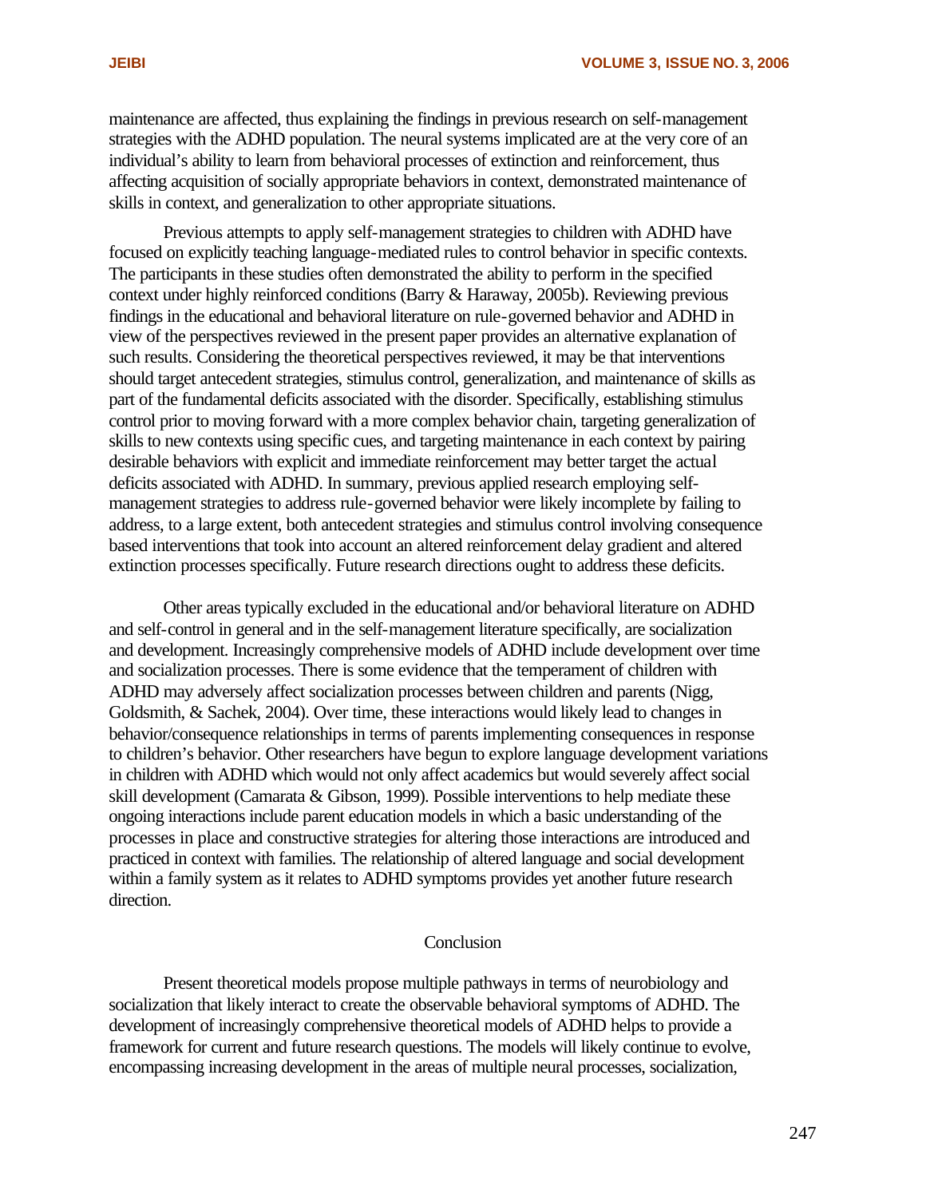maintenance are affected, thus explaining the findings in previous research on self-management strategies with the ADHD population. The neural systems implicated are at the very core of an individual's ability to learn from behavioral processes of extinction and reinforcement, thus affecting acquisition of socially appropriate behaviors in context, demonstrated maintenance of skills in context, and generalization to other appropriate situations.

Previous attempts to apply self-management strategies to children with ADHD have focused on explicitly teaching language-mediated rules to control behavior in specific contexts. The participants in these studies often demonstrated the ability to perform in the specified context under highly reinforced conditions (Barry & Haraway, 2005b). Reviewing previous findings in the educational and behavioral literature on rule-governed behavior and ADHD in view of the perspectives reviewed in the present paper provides an alternative explanation of such results. Considering the theoretical perspectives reviewed, it may be that interventions should target antecedent strategies, stimulus control, generalization, and maintenance of skills as part of the fundamental deficits associated with the disorder. Specifically, establishing stimulus control prior to moving forward with a more complex behavior chain, targeting generalization of skills to new contexts using specific cues, and targeting maintenance in each context by pairing desirable behaviors with explicit and immediate reinforcement may better target the actual deficits associated with ADHD. In summary, previous applied research employing self-management strategies to address rule-governed behavior were likely incomplete by failing to address, to a large extent, both antecedent strategies and stimulus control involving consequence based interventions that took into account an altered reinforcement delay gradient and altered extinction processes specifically. Future research directions ought to address these deficits.

Other areas typically excluded in the educational and/or behavioral literature on ADHD and self-control in general and in the self-management literature specifically, are socialization and development. Increasingly comprehensive models of ADHD include development over time and socialization processes. There is some evidence that the temperament of children with ADHD may adversely affect socialization processes between children and parents (Nigg, Goldsmith, & Sachek, 2004). Over time, these interactions would likely lead to changes in behavior/consequence relationships in terms of parents implementing consequences in response to children's behavior. Other researchers have begun to explore language development variations in children with ADHD which would not only affect academics but would severely affect social skill development (Camarata & Gibson, 1999). Possible interventions to help mediate these ongoing interactions include parent education models in which a basic understanding of the processes in place and constructive strategies for altering those interactions are introduced and practiced in context with families. The relationship of altered language and social development within a family system as it relates to ADHD symptoms provides yet another future research direction.

## Conclusion

Present theoretical models propose multiple pathways in terms of neurobiology and socialization that likely interact to create the observable behavioral symptoms of ADHD. The development of increasingly comprehensive theoretical models of ADHD helps to provide a framework for current and future research questions. The models will likely continue to evolve, encompassing increasing development in the areas of multiple neural processes, socialization,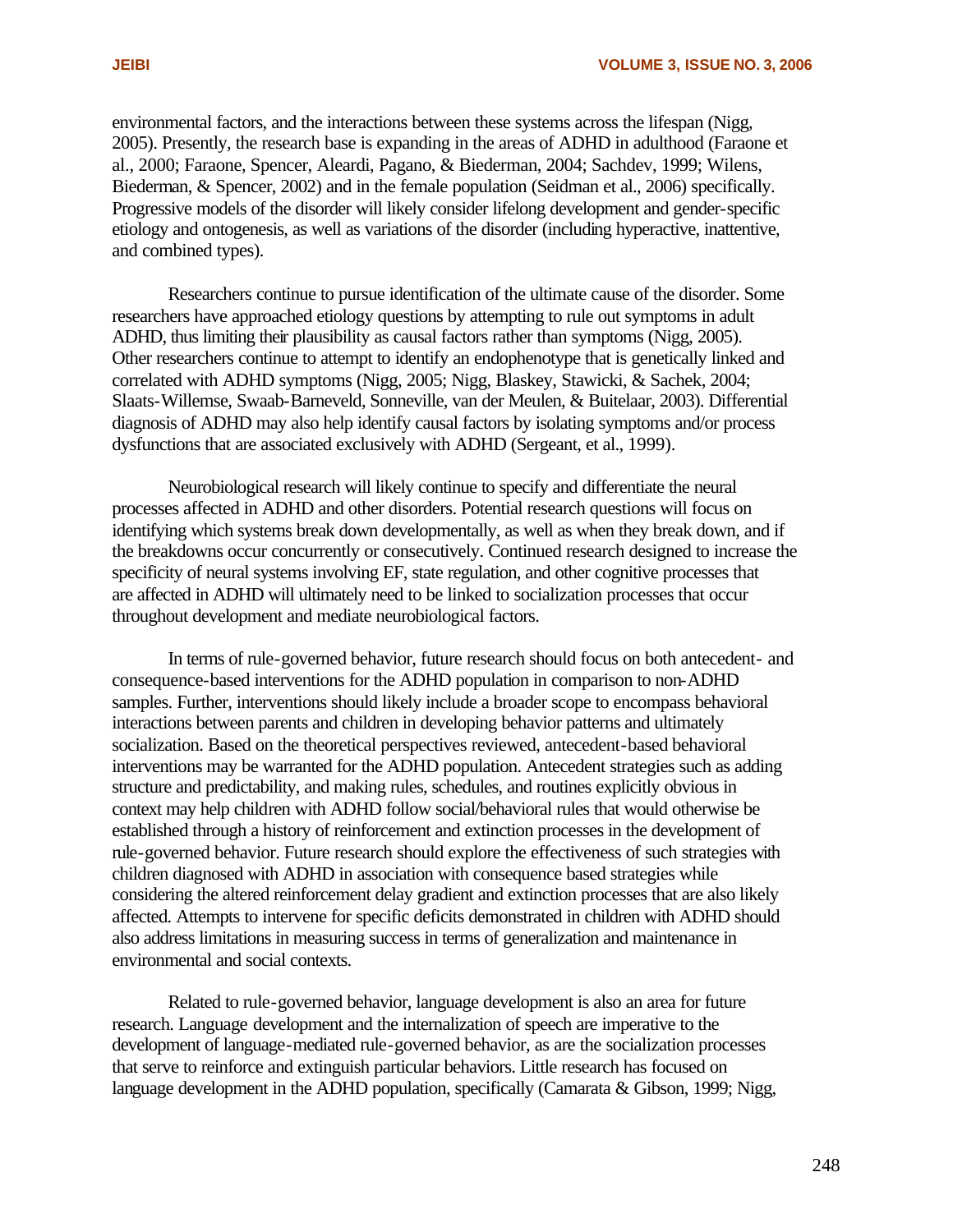environmental factors, and the interactions between these systems across the lifespan (Nigg, 2005). Presently, the research base is expanding in the areas of ADHD in adulthood (Faraone et al., 2000; Faraone, Spencer, Aleardi, Pagano, & Biederman, 2004; Sachdev, 1999; Wilens, Biederman, & Spencer, 2002) and in the female population (Seidman et al., 2006) specifically. Progressive models of the disorder will likely consider lifelong development and gender-specific etiology and ontogenesis, as well as variations of the disorder (including hyperactive, inattentive, and combined types).

Researchers continue to pursue identification of the ultimate cause of the disorder. Some researchers have approached etiology questions by attempting to rule out symptoms in adult ADHD, thus limiting their plausibility as causal factors rather than symptoms (Nigg, 2005). Other researchers continue to attempt to identify an endophenotype that is genetically linked and correlated with ADHD symptoms (Nigg, 2005; Nigg, Blaskey, Stawicki, & Sachek, 2004; Slaats-Willemse, Swaab-Barneveld, Sonneville, van der Meulen, & Buitelaar, 2003). Differential diagnosis of ADHD may also help identify causal factors by isolating symptoms and/or process dysfunctions that are associated exclusively with ADHD (Sergeant, et al., 1999).

Neurobiological research will likely continue to specify and differentiate the neural processes affected in ADHD and other disorders. Potential research questions will focus on identifying which systems break down developmentally, as well as when they break down, and if the breakdowns occur concurrently or consecutively. Continued research designed to increase the specificity of neural systems involving EF, state regulation, and other cognitive processes that are affected in ADHD will ultimately need to be linked to socialization processes that occur throughout development and mediate neurobiological factors.

In terms of rule-governed behavior, future research should focus on both antecedent- and consequence-based interventions for the ADHD population in comparison to non-ADHD samples. Further, interventions should likely include a broader scope to encompass behavioral interactions between parents and children in developing behavior patterns and ultimately socialization. Based on the theoretical perspectives reviewed, antecedent-based behavioral interventions may be warranted for the ADHD population. Antecedent strategies such as adding structure and predictability, and making rules, schedules, and routines explicitly obvious in context may help children with ADHD follow social/behavioral rules that would otherwise be established through a history of reinforcement and extinction processes in the development of rule-governed behavior. Future research should explore the effectiveness of such strategies with children diagnosed with ADHD in association with consequence based strategies while considering the altered reinforcement delay gradient and extinction processes that are also likely affected. Attempts to intervene for specific deficits demonstrated in children with ADHD should also address limitations in measuring success in terms of generalization and maintenance in environmental and social contexts.

Related to rule-governed behavior, language development is also an area for future research. Language development and the internalization of speech are imperative to the development of language-mediated rule-governed behavior, as are the socialization processes that serve to reinforce and extinguish particular behaviors. Little research has focused on language development in the ADHD population, specifically (Camarata & Gibson, 1999; Nigg,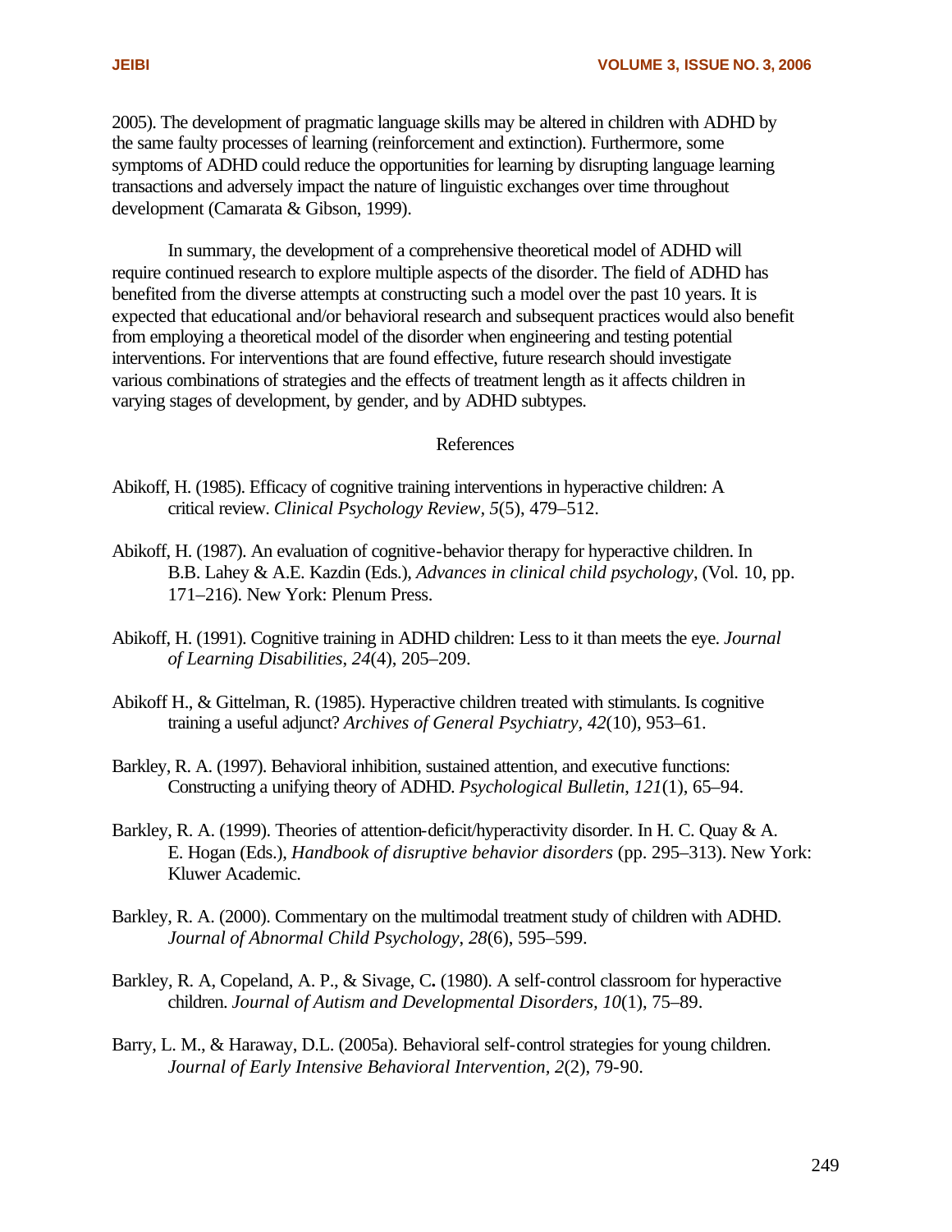2005). The development of pragmatic language skills may be altered in children with ADHD by the same faulty processes of learning (reinforcement and extinction). Furthermore, some symptoms of ADHD could reduce the opportunities for learning by disrupting language learning transactions and adversely impact the nature of linguistic exchanges over time throughout development (Camarata & Gibson, 1999).

In summary, the development of a comprehensive theoretical model of ADHD will require continued research to explore multiple aspects of the disorder. The field of ADHD has benefited from the diverse attempts at constructing such a model over the past 10 years. It is expected that educational and/or behavioral research and subsequent practices would also benefit from employing a theoretical model of the disorder when engineering and testing potential interventions. For interventions that are found effective, future research should investigate various combinations of strategies and the effects of treatment length as it affects children in varying stages of development, by gender, and by ADHD subtypes.

## References

Abikoff, H. (1985). Efficacy of cognitive training interventions in hyperactive children: A critical review. *Clinical Psychology Review, 5*(5), 479–512.

Abikoff, H. (1987). An evaluation of cognitive-behavior therapy for hyperactive children. In B.B. Lahey & A.E. Kazdin (Eds.), *Advances in clinical child psychology*, (Vol. 10, pp. 171–216). New York: Plenum Press.

Abikoff, H. (1991). Cognitive training in ADHD children: Less to it than meets the eye. *Journal of Learning Disabilities, 24*(4), 205–209.

Abikoff H., & Gittelman, R. (1985). Hyperactive children treated with stimulants. Is cognitive training a useful adjunct? *Archives of General Psychiatry, 42*(10), 953–61.

Barkley, R. A. (1997). Behavioral inhibition, sustained attention, and executive functions: Constructing a unifying theory of ADHD. *Psychological Bulletin, 121*(1), 65–94.

Barkley, R. A. (1999). Theories of attention-deficit/hyperactivity disorder. In H. C. Quay & A. E. Hogan (Eds.), *Handbook of disruptive behavior disorders* (pp. 295–313). New York: Kluwer Academic.

Barkley, R. A. (2000). Commentary on the multimodal treatment study of children with ADHD. *Journal of Abnormal Child Psychology, 28*(6), 595–599.

Barkley, R. A, Copeland, A. P., & Sivage, C**.** (1980). A self-control classroom for hyperactive children. *Journal of Autism and Developmental Disorders, 10*(1), 75–89.

Barry, L. M., & Haraway, D.L. (2005a). Behavioral self-control strategies for young children. *Journal of Early Intensive Behavioral Intervention, 2*(2), 79-90.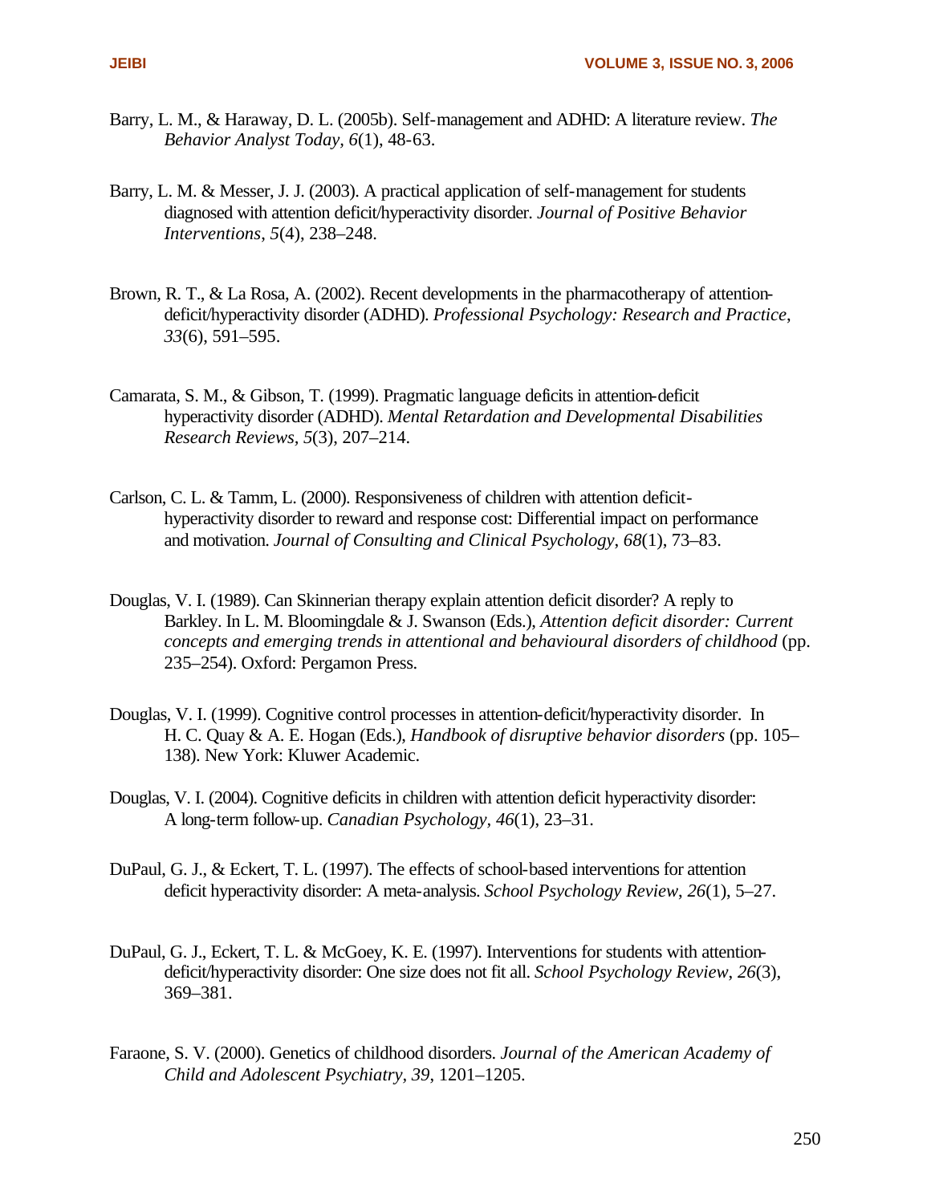Barry, L. M., & Haraway, D. L. (2005b). Self-management and ADHD: A literature review. *The Behavior Analyst Today, 6*(1), 48-63.

Barry, L. M. & Messer, J. J. (2003). A practical application of self-management for students diagnosed with attention deficit/hyperactivity disorder. *Journal of Positive Behavior Interventions*, *5*(4), 238–248.

Brown, R. T., & La Rosa, A. (2002). Recent developments in the pharmacotherapy of attention-deficit/hyperactivity disorder (ADHD). *Professional Psychology: Research and Practice*, *33*(6), 591–595.

Camarata, S. M., & Gibson, T. (1999). Pragmatic language deficits in attention-deficit hyperactivity disorder (ADHD). *Mental Retardation and Developmental Disabilities Research Reviews*, *5*(3), 207–214.

Carlson, C. L. & Tamm, L. (2000). Responsiveness of children with attention deficit-hyperactivity disorder to reward and response cost: Differential impact on performance and motivation. *Journal of Consulting and Clinical Psychology*, *68*(1), 73–83.

Douglas, V. I. (1989). Can Skinnerian therapy explain attention deficit disorder? A reply to Barkley. In L. M. Bloomingdale & J. Swanson (Eds.), *Attention deficit disorder: Current concepts and emerging trends in attentional and behavioural disorders of childhood* (pp. 235–254). Oxford: Pergamon Press.

Douglas, V. I. (1999). Cognitive control processes in attention-deficit/hyperactivity disorder. In H. C. Quay & A. E. Hogan (Eds.), *Handbook of disruptive behavior disorders* (pp. 105–138). New York: Kluwer Academic.

Douglas, V. I. (2004). Cognitive deficits in children with attention deficit hyperactivity disorder: A long-term follow-up. *Canadian Psychology, 46*(1), 23–31.

DuPaul, G. J., & Eckert, T. L. (1997). The effects of school-based interventions for attention deficit hyperactivity disorder: A meta-analysis. *School Psychology Review*, *26*(1), 5–27.

DuPaul, G. J., Eckert, T. L. & McGoey, K. E. (1997). Interventions for students with attention-deficit/hyperactivity disorder: One size does not fit all. *School Psychology Review*, *26*(3), 369–381.

Faraone, S. V. (2000). Genetics of childhood disorders. *Journal of the American Academy of Child and Adolescent Psychiatry*, *39*, 1201–1205.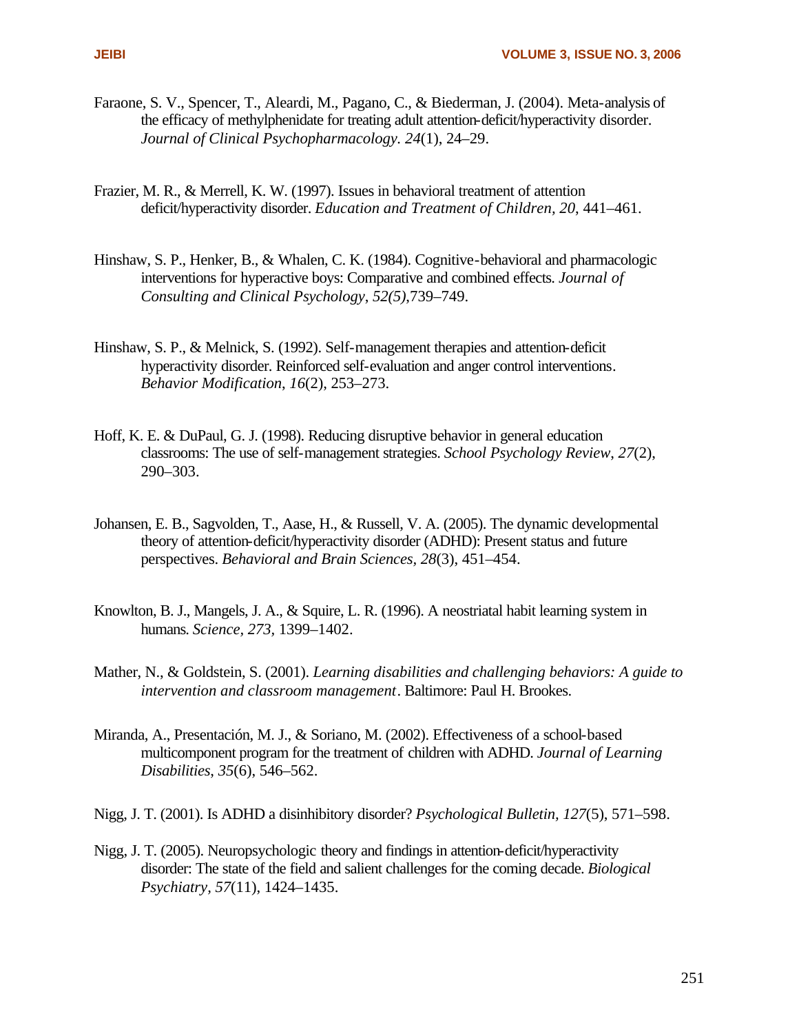Faraone, S. V., Spencer, T., Aleardi, M., Pagano, C., & Biederman, J. (2004). Meta-analysis of the efficacy of methylphenidate for treating adult attention-deficit/hyperactivity disorder. *Journal of Clinical Psychopharmacology. 24*(1), 24–29.

Frazier, M. R., & Merrell, K. W. (1997). Issues in behavioral treatment of attention deficit/hyperactivity disorder. *Education and Treatment of Children, 20*, 441–461.

Hinshaw, S. P., Henker, B., & Whalen, C. K. (1984). Cognitive-behavioral and pharmacologic interventions for hyperactive boys: Comparative and combined effects. *Journal of Consulting and Clinical Psychology*, *52(5)*,739–749.

Hinshaw, S. P., & Melnick, S. (1992). Self-management therapies and attention-deficit hyperactivity disorder. Reinforced self-evaluation and anger control interventions. *Behavior Modification*, *16*(2), 253–273.

Hoff, K. E. & DuPaul, G. J. (1998). Reducing disruptive behavior in general education classrooms: The use of self-management strategies. *School Psychology Review, 27*(2), 290–303.

Johansen, E. B., Sagvolden, T., Aase, H., & Russell, V. A. (2005). The dynamic developmental theory of attention-deficit/hyperactivity disorder (ADHD): Present status and future perspectives. *Behavioral and Brain Sciences, 28*(3), 451–454.

Knowlton, B. J., Mangels, J. A., & Squire, L. R. (1996). A neostriatal habit learning system in humans. *Science, 273*, 1399–1402.

Mather, N., & Goldstein, S. (2001). *Learning disabilities and challenging behaviors: A guide to intervention and classroom management*. Baltimore: Paul H. Brookes.

Miranda, A., Presentación, M. J., & Soriano, M. (2002). Effectiveness of a school-based multicomponent program for the treatment of children with ADHD. *Journal of Learning Disabilities, 35*(6), 546–562.

Nigg, J. T. (2001). Is ADHD a disinhibitory disorder? *Psychological Bulletin, 127*(5), 571–598.

Nigg, J. T. (2005). Neuropsychologic theory and findings in attention-deficit/hyperactivity disorder: The state of the field and salient challenges for the coming decade. *Biological Psychiatry, 57*(11), 1424–1435.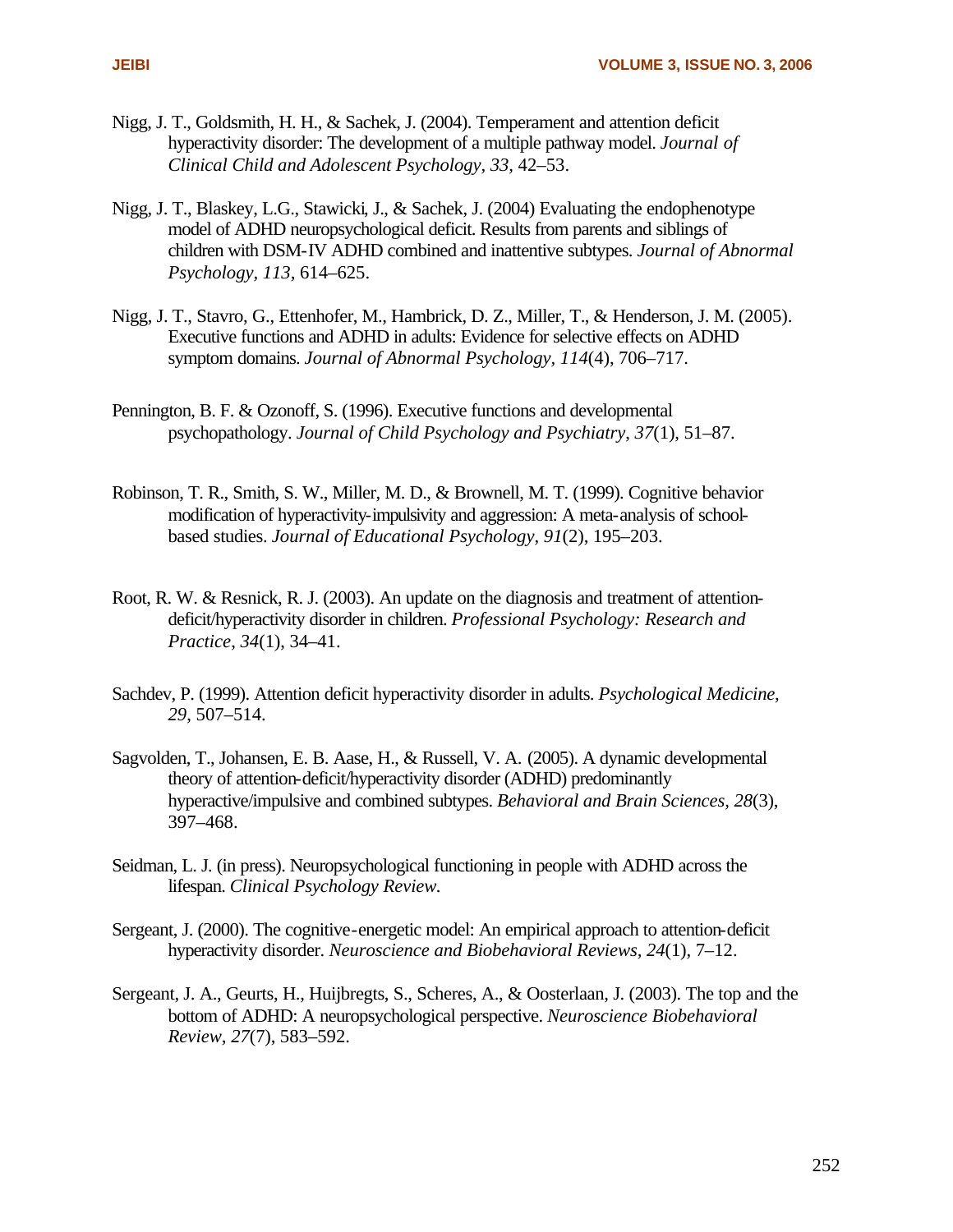Nigg, J. T., Goldsmith, H. H., & Sachek, J. (2004). Temperament and attention deficit hyperactivity disorder: The development of a multiple pathway model. *Journal of Clinical Child and Adolescent Psychology, 33,* 42–53.

Nigg, J. T., Blaskey, L.G., Stawicki, J., & Sachek, J. (2004) Evaluating the endophenotype model of ADHD neuropsychological deficit. Results from parents and siblings of children with DSM-IV ADHD combined and inattentive subtypes. *Journal of Abnormal Psychology, 113,* 614–625.

Nigg, J. T., Stavro, G., Ettenhofer, M., Hambrick, D. Z., Miller, T., & Henderson, J. M. (2005). Executive functions and ADHD in adults: Evidence for selective effects on ADHD symptom domains. *Journal of Abnormal Psychology, 114*(4), 706–717.

Pennington, B. F. & Ozonoff, S. (1996). Executive functions and developmental psychopathology. *Journal of Child Psychology and Psychiatry, 37*(1), 51–87.

Robinson, T. R., Smith, S. W., Miller, M. D., & Brownell, M. T. (1999). Cognitive behavior modification of hyperactivity-impulsivity and aggression: A meta-analysis of school-based studies. *Journal of Educational Psychology, 91*(2), 195–203.

Root, R. W. & Resnick, R. J. (2003). An update on the diagnosis and treatment of attention-deficit/hyperactivity disorder in children. *Professional Psychology: Research and Practice, 34*(1), 34–41.

Sachdev, P. (1999). Attention deficit hyperactivity disorder in adults. *Psychological Medicine, 29,* 507–514.

Sagvolden, T., Johansen, E. B. Aase, H., & Russell, V. A. (2005). A dynamic developmental theory of attention-deficit/hyperactivity disorder (ADHD) predominantly hyperactive/impulsive and combined subtypes. *Behavioral and Brain Sciences, 28*(3), 397–468.

Seidman, L. J. (in press). Neuropsychological functioning in people with ADHD across the lifespan. *Clinical Psychology Review.*

Sergeant, J. (2000). The cognitive-energetic model: An empirical approach to attention-deficit hyperactivity disorder. *Neuroscience and Biobehavioral Reviews, 24*(1), 7–12.

Sergeant, J. A., Geurts, H., Huijbregts, S., Scheres, A., & Oosterlaan, J. (2003). The top and the bottom of ADHD: A neuropsychological perspective. *Neuroscience Biobehavioral Review, 27*(7), 583–592.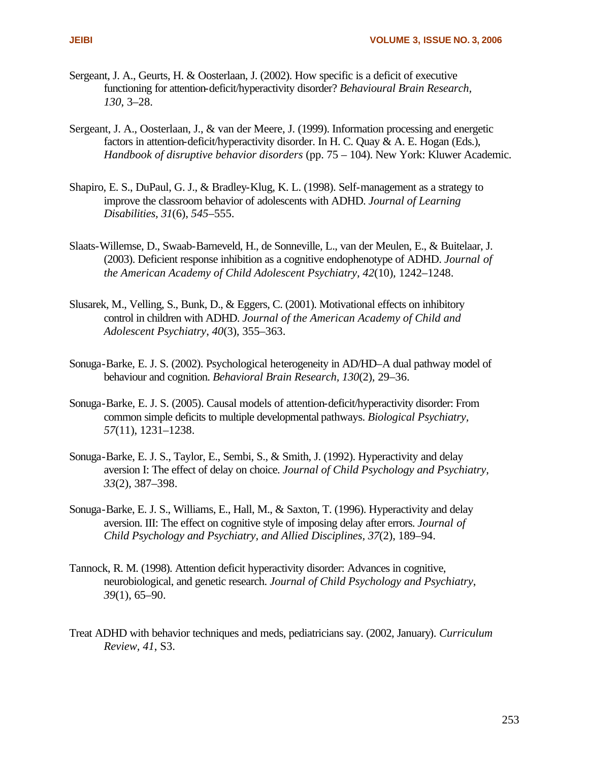Sergeant, J. A., Geurts, H. & Oosterlaan, J. (2002). How specific is a deficit of executive functioning for attention-deficit/hyperactivity disorder? *Behavioural Brain Research, 130*, 3–28.

Sergeant, J. A., Oosterlaan, J., & van der Meere, J. (1999). Information processing and energetic factors in attention-deficit/hyperactivity disorder. In H. C. Quay & A. E. Hogan (Eds.), *Handbook of disruptive behavior disorders* (pp. 75 – 104). New York: Kluwer Academic.

Shapiro, E. S., DuPaul, G. J., & Bradley-Klug, K. L. (1998). Self-management as a strategy to improve the classroom behavior of adolescents with ADHD. *Journal of Learning Disabilities, 31*(6), *545*–555.

Slaats-Willemse, D., Swaab-Barneveld, H., de Sonneville, L., van der Meulen, E., & Buitelaar, J. (2003). Deficient response inhibition as a cognitive endophenotype of ADHD. *Journal of the American Academy of Child Adolescent Psychiatry, 42*(10), 1242–1248.

Slusarek, M., Velling, S., Bunk, D., & Eggers, C. (2001). Motivational effects on inhibitory control in children with ADHD. *Journal of the American Academy of Child and Adolescent Psychiatry*, *40*(3), 355–363.

Sonuga-Barke, E. J. S. (2002). Psychological heterogeneity in AD/HD–A dual pathway model of behaviour and cognition. *Behavioral Brain Research, 130*(2), 29–36.

Sonuga-Barke, E. J. S. (2005). Causal models of attention-deficit/hyperactivity disorder: From common simple deficits to multiple developmental pathways. *Biological Psychiatry, 57*(11), 1231–1238.

Sonuga-Barke, E. J. S., Taylor, E., Sembi, S., & Smith, J. (1992). Hyperactivity and delay aversion I: The effect of delay on choice. *Journal of Child Psychology and Psychiatry, 33*(2), 387–398.

Sonuga-Barke, E. J. S., Williams, E., Hall, M., & Saxton, T. (1996). Hyperactivity and delay aversion. III: The effect on cognitive style of imposing delay after errors. *Journal of Child Psychology and Psychiatry, and Allied Disciplines*, *37*(2), 189–94.

Tannock, R. M. (1998). Attention deficit hyperactivity disorder: Advances in cognitive, neurobiological, and genetic research. *Journal of Child Psychology and Psychiatry*, *39*(1), 65–90.

Treat ADHD with behavior techniques and meds, pediatricians say. (2002, January). *Curriculum Review, 41*, S3.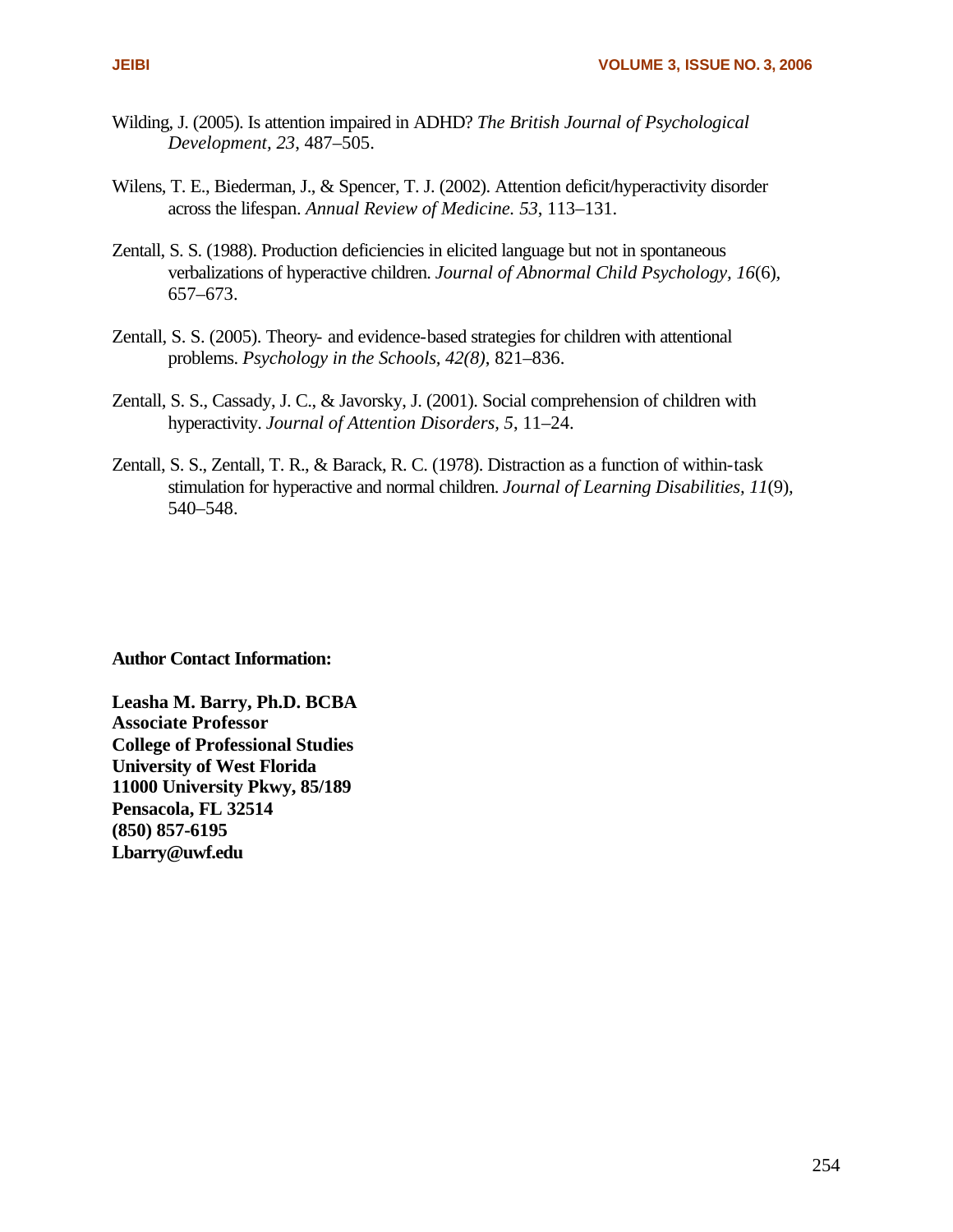Wilding, J. (2005). Is attention impaired in ADHD? *The British Journal of Psychological Development, 23*, 487–505.

Wilens, T. E., Biederman, J., & Spencer, T. J. (2002). Attention deficit/hyperactivity disorder across the lifespan. *Annual Review of Medicine. 53*, 113–131.

Zentall, S. S. (1988). Production deficiencies in elicited language but not in spontaneous verbalizations of hyperactive children. *Journal of Abnormal Child Psychology, 16*(6), 657–673.

Zentall, S. S. (2005). Theory- and evidence-based strategies for children with attentional problems. *Psychology in the Schools, 42(8)*, 821–836.

Zentall, S. S., Cassady, J. C., & Javorsky, J. (2001). Social comprehension of children with hyperactivity. *Journal of Attention Disorders, 5*, 11–24.

Zentall, S. S., Zentall, T. R., & Barack, R. C. (1978). Distraction as a function of within-task stimulation for hyperactive and normal children. *Journal of Learning Disabilities, 11*(9), 540–548.

**Author Contact Information:**

**Leasha M. Barry, Ph.D. BCBA**
**Associate Professor**
**College of Professional Studies**
**University of West Florida**
**11000 University Pkwy, 85/189**
**Pensacola, FL 32514**
**(850) 857-6195**
**Lbarry@uwf.edu**